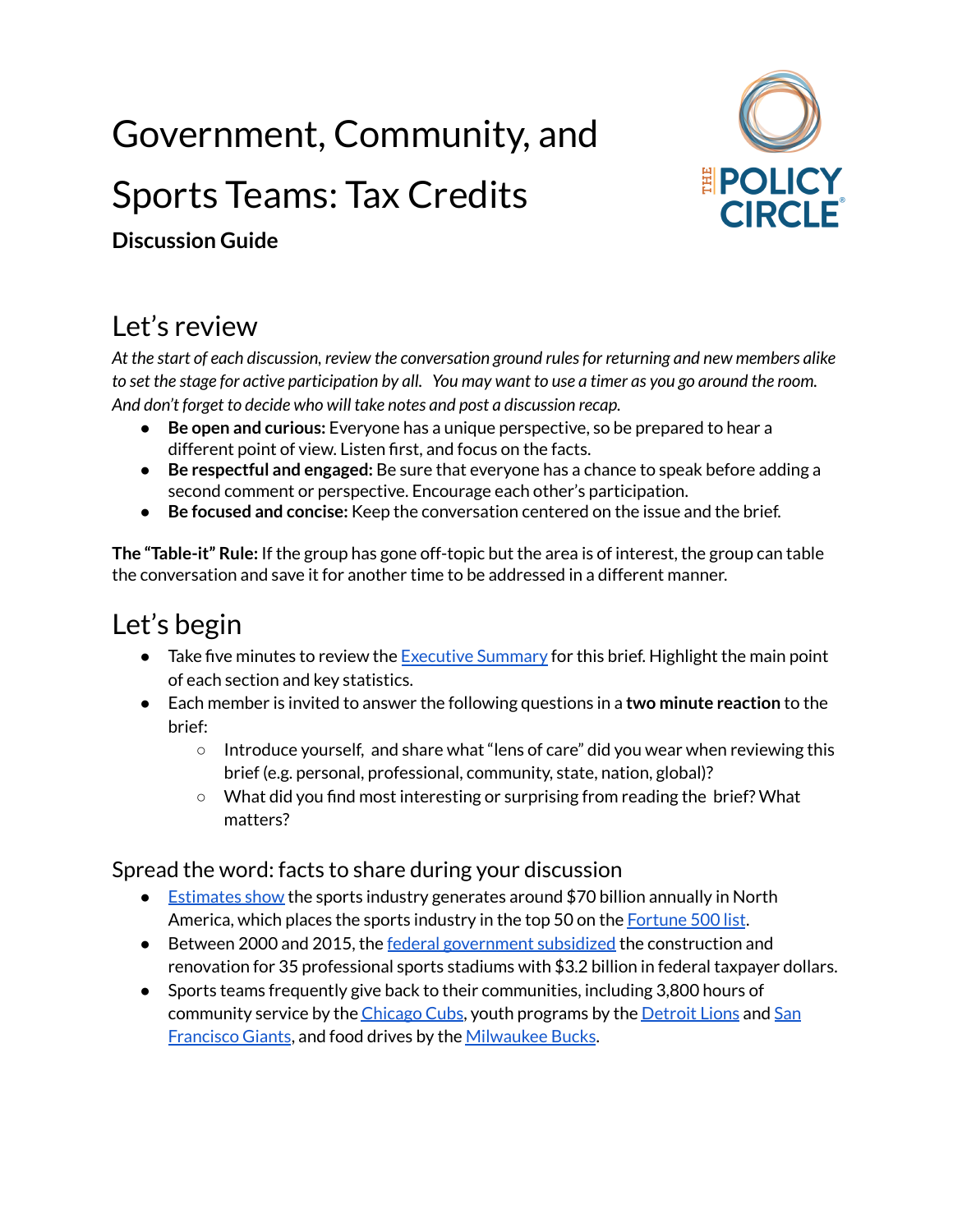# Government, Community, and Sports Teams: Tax Credits

**Discussion Guide**

## Let's review

*At the start of each discussion, review the conversation ground rules for returning and new members alike to set the stage for active participation by all. You may want to use a timer as you go around the room. And don't forget to decide who will take notes and post a discussion recap.*

- **Be open and curious:** Everyone has a unique perspective, so be prepared to hear a different point of view. Listen first, and focus on the facts.
- **Be respectful and engaged:** Be sure that everyone has a chance to speak before adding a second comment or perspective. Encourage each other's participation.
- **Be focused and concise:** Keep the conversation centered on the issue and the brief.

**The "Table-it" Rule:** If the group has gone off-topic but the area is of interest, the group can table the conversation and save it for another time to be addressed in a different manner.

## Let's begin

- Take five minutes to review the Executive Summary for this brief. Highlight the main point of each section and key statistics.
- Each member is invited to answer the following questions in a **two minute reaction** to the brief:
  - Introduce yourself, and share what "lens of care" did you wear when reviewing this brief (e.g. personal, professional, community, state, nation, global)?
  - What did you find most interesting or surprising from reading the brief? What matters?

### Spread the word: facts to share during your discussion

- Estimates show the sports industry generates around $70 billion annually in North America, which places the sports industry in the top 50 on the Fortune 500 list.
- Between 2000 and 2015, the federal government subsidized the construction and renovation for 35 professional sports stadiums with $3.2 billion in federal taxpayer dollars.
- Sports teams frequently give back to their communities, including 3,800 hours of community service by the Chicago Cubs, youth programs by the Detroit Lions and San Francisco Giants, and food drives by the Milwaukee Bucks.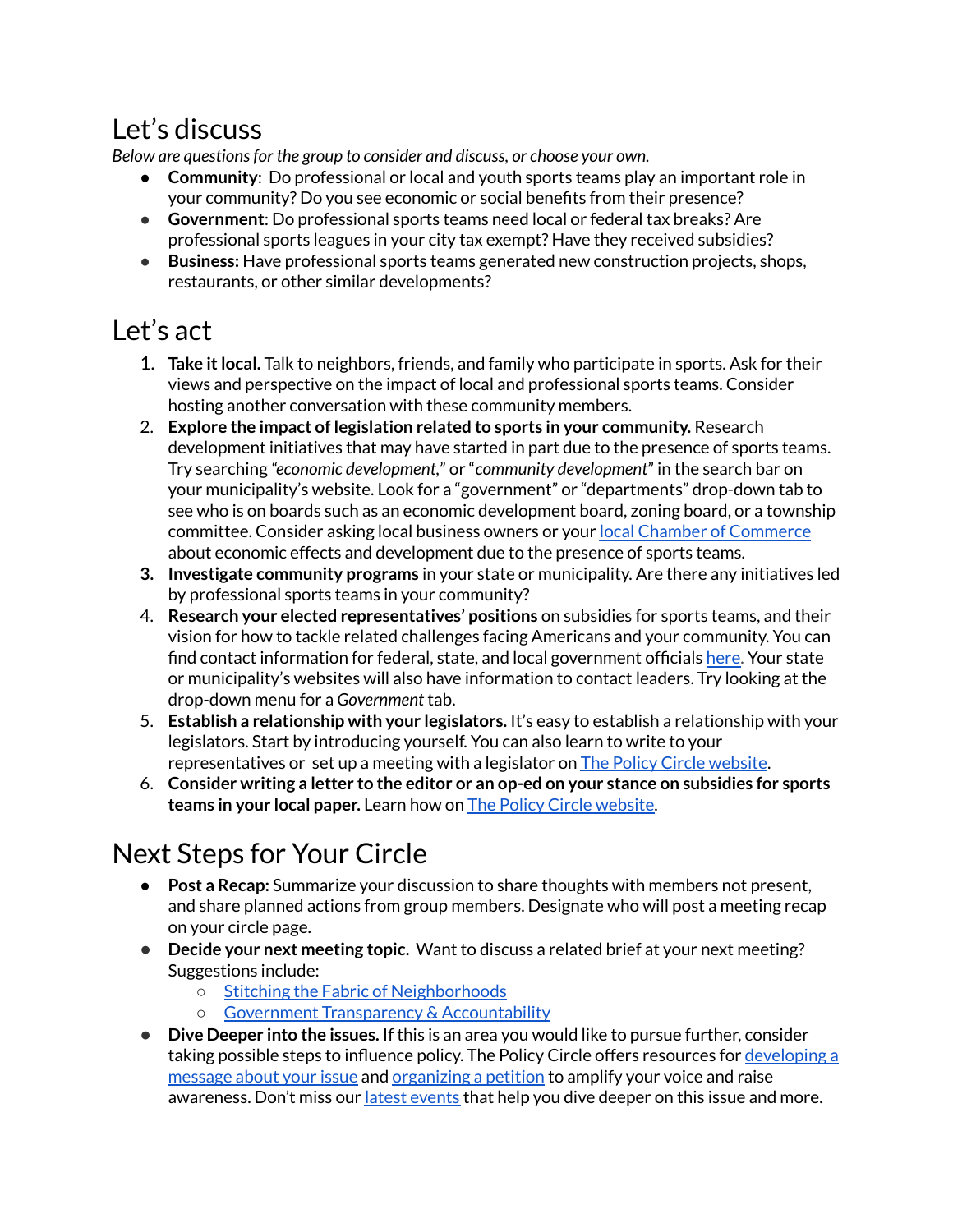## Let's discuss

*Below are questions for the group to consider and discuss, or choose your own.*

- **Community**: Do professional or local and youth sports teams play an important role in your community? Do you see economic or social benefits from their presence?
- **Government**: Do professional sports teams need local or federal tax breaks? Are professional sports leagues in your city tax exempt? Have they received subsidies?
- **Business:** Have professional sports teams generated new construction projects, shops, restaurants, or other similar developments?

## Let's act

1. **Take it local.** Talk to neighbors, friends, and family who participate in sports. Ask for their views and perspective on the impact of local and professional sports teams. Consider hosting another conversation with these community members.
2. **Explore the impact of legislation related to sports in your community.** Research development initiatives that may have started in part due to the presence of sports teams. Try searching *"economic development,"* or "*community development*" in the search bar on your municipality's website. Look for a "government" or "departments" drop-down tab to see who is on boards such as an economic development board, zoning board, or a township committee. Consider asking local business owners or your local Chamber of Commerce about economic effects and development due to the presence of sports teams.
3. **Investigate community programs** in your state or municipality. Are there any initiatives led by professional sports teams in your community?
4. **Research your elected representatives' positions** on subsidies for sports teams, and their vision for how to tackle related challenges facing Americans and your community. You can find contact information for federal, state, and local government officials here. Your state or municipality's websites will also have information to contact leaders. Try looking at the drop-down menu for a *Government* tab.
5. **Establish a relationship with your legislators.** It's easy to establish a relationship with your legislators. Start by introducing yourself. You can also learn to write to your representatives or set up a meeting with a legislator on The Policy Circle website.
6. **Consider writing a letter to the editor or an op-ed on your stance on subsidies for sports teams in your local paper.** Learn how on The Policy Circle website.

## Next Steps for Your Circle

- **Post a Recap:** Summarize your discussion to share thoughts with members not present, and share planned actions from group members. Designate who will post a meeting recap on your circle page.
- **Decide your next meeting topic.** Want to discuss a related brief at your next meeting? Suggestions include:
  - Stitching the Fabric of Neighborhoods
  - Government Transparency & Accountability
- **Dive Deeper into the issues.** If this is an area you would like to pursue further, consider taking possible steps to influence policy. The Policy Circle offers resources for developing a message about your issue and organizing a petition to amplify your voice and raise awareness. Don't miss our latest events that help you dive deeper on this issue and more.